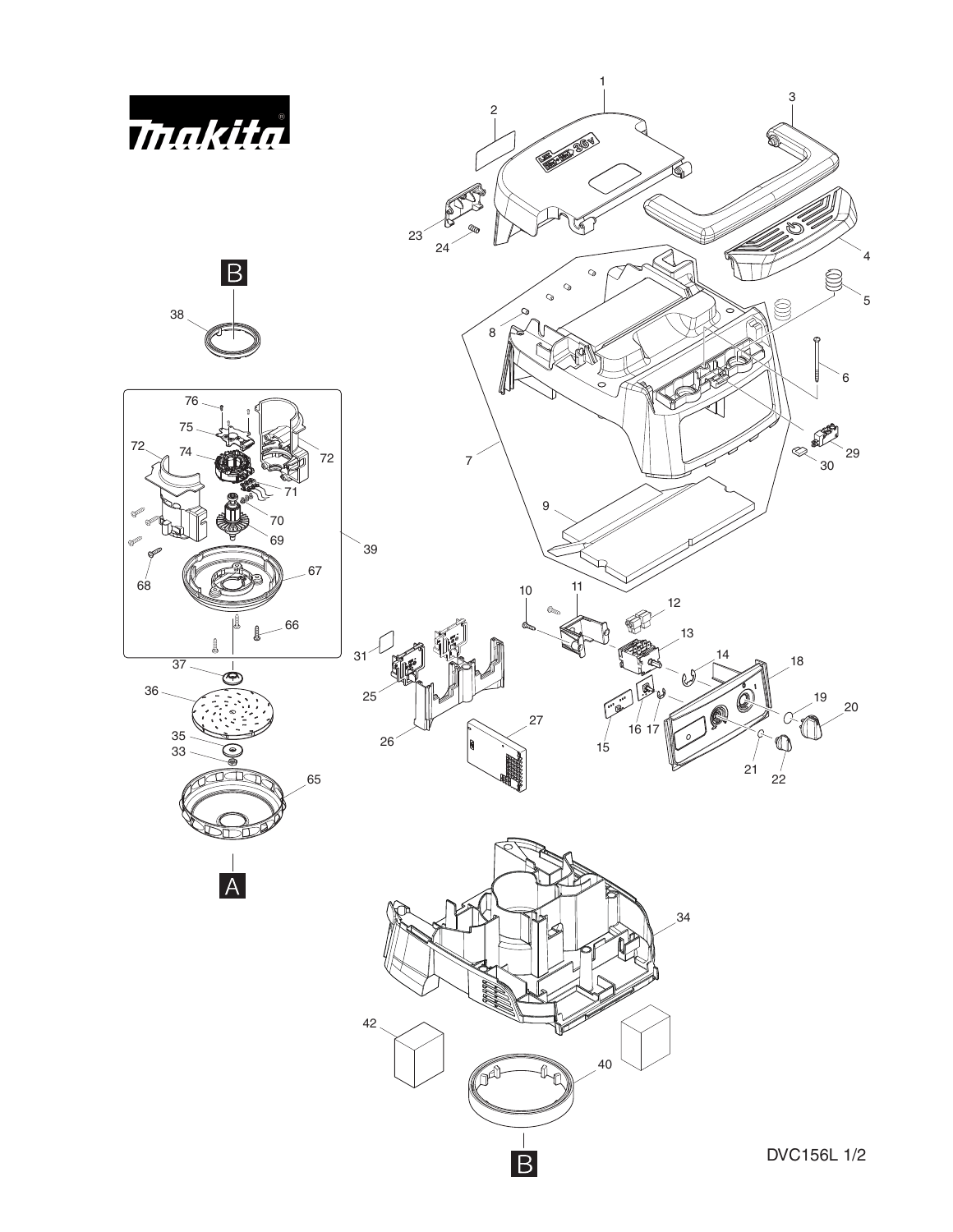makita

DVC156L 1/2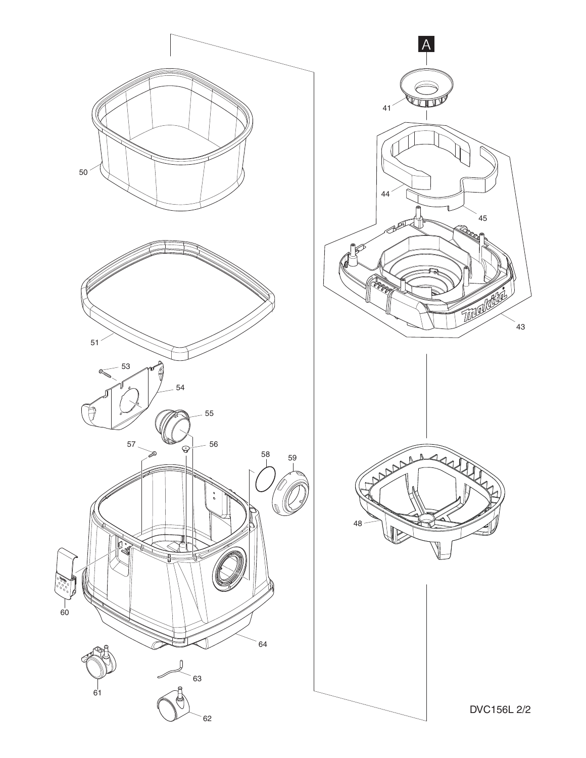DVC156L 2/2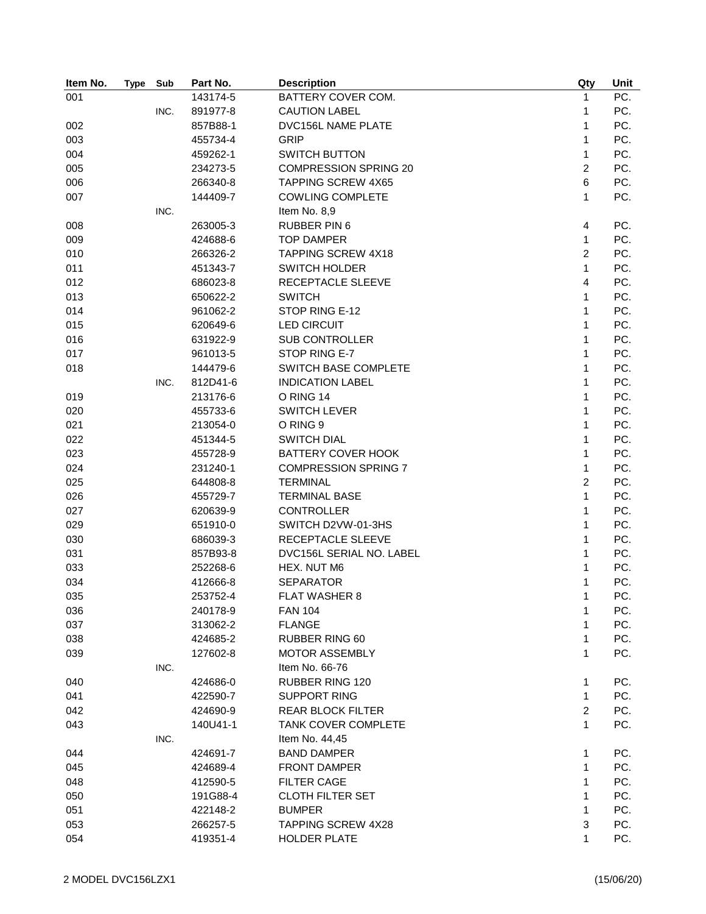| Item No. | Type | Sub | Part No. | Description | Qty | Unit |
| --- | --- | --- | --- | --- | --- | --- |
| 001 | | | 143174-5 | BATTERY COVER COM. | 1 | PC. |
| | | INC. | 891977-8 | CAUTION LABEL | 1 | PC. |
| 002 | | | 857B88-1 | DVC156L NAME PLATE | 1 | PC. |
| 003 | | | 455734-4 | GRIP | 1 | PC. |
| 004 | | | 459262-1 | SWITCH BUTTON | 1 | PC. |
| 005 | | | 234273-5 | COMPRESSION SPRING 20 | 2 | PC. |
| 006 | | | 266340-8 | TAPPING SCREW 4X65 | 6 | PC. |
| 007 | | | 144409-7 | COWLING COMPLETE | 1 | PC. |
| | | INC. | | Item No. 8,9 | | |
| 008 | | | 263005-3 | RUBBER PIN 6 | 4 | PC. |
| 009 | | | 424688-6 | TOP DAMPER | 1 | PC. |
| 010 | | | 266326-2 | TAPPING SCREW 4X18 | 2 | PC. |
| 011 | | | 451343-7 | SWITCH HOLDER | 1 | PC. |
| 012 | | | 686023-8 | RECEPTACLE SLEEVE | 4 | PC. |
| 013 | | | 650622-2 | SWITCH | 1 | PC. |
| 014 | | | 961062-2 | STOP RING E-12 | 1 | PC. |
| 015 | | | 620649-6 | LED CIRCUIT | 1 | PC. |
| 016 | | | 631922-9 | SUB CONTROLLER | 1 | PC. |
| 017 | | | 961013-5 | STOP RING E-7 | 1 | PC. |
| 018 | | | 144479-6 | SWITCH BASE COMPLETE | 1 | PC. |
| | | INC. | 812D41-6 | INDICATION LABEL | 1 | PC. |
| 019 | | | 213176-6 | O RING 14 | 1 | PC. |
| 020 | | | 455733-6 | SWITCH LEVER | 1 | PC. |
| 021 | | | 213054-0 | O RING 9 | 1 | PC. |
| 022 | | | 451344-5 | SWITCH DIAL | 1 | PC. |
| 023 | | | 455728-9 | BATTERY COVER HOOK | 1 | PC. |
| 024 | | | 231240-1 | COMPRESSION SPRING 7 | 1 | PC. |
| 025 | | | 644808-8 | TERMINAL | 2 | PC. |
| 026 | | | 455729-7 | TERMINAL BASE | 1 | PC. |
| 027 | | | 620639-9 | CONTROLLER | 1 | PC. |
| 029 | | | 651910-0 | SWITCH D2VW-01-3HS | 1 | PC. |
| 030 | | | 686039-3 | RECEPTACLE SLEEVE | 1 | PC. |
| 031 | | | 857B93-8 | DVC156L SERIAL NO. LABEL | 1 | PC. |
| 033 | | | 252268-6 | HEX. NUT M6 | 1 | PC. |
| 034 | | | 412666-8 | SEPARATOR | 1 | PC. |
| 035 | | | 253752-4 | FLAT WASHER 8 | 1 | PC. |
| 036 | | | 240178-9 | FAN 104 | 1 | PC. |
| 037 | | | 313062-2 | FLANGE | 1 | PC. |
| 038 | | | 424685-2 | RUBBER RING 60 | 1 | PC. |
| 039 | | | 127602-8 | MOTOR ASSEMBLY | 1 | PC. |
| | | INC. | | Item No. 66-76 | | |
| 040 | | | 424686-0 | RUBBER RING 120 | 1 | PC. |
| 041 | | | 422590-7 | SUPPORT RING | 1 | PC. |
| 042 | | | 424690-9 | REAR BLOCK FILTER | 2 | PC. |
| 043 | | | 140U41-1 | TANK COVER COMPLETE | 1 | PC. |
| | | INC. | | Item No. 44,45 | | |
| 044 | | | 424691-7 | BAND DAMPER | 1 | PC. |
| 045 | | | 424689-4 | FRONT DAMPER | 1 | PC. |
| 048 | | | 412590-5 | FILTER CAGE | 1 | PC. |
| 050 | | | 191G88-4 | CLOTH FILTER SET | 1 | PC. |
| 051 | | | 422148-2 | BUMPER | 1 | PC. |
| 053 | | | 266257-5 | TAPPING SCREW 4X28 | 3 | PC. |
| 054 | | | 419351-4 | HOLDER PLATE | 1 | PC. |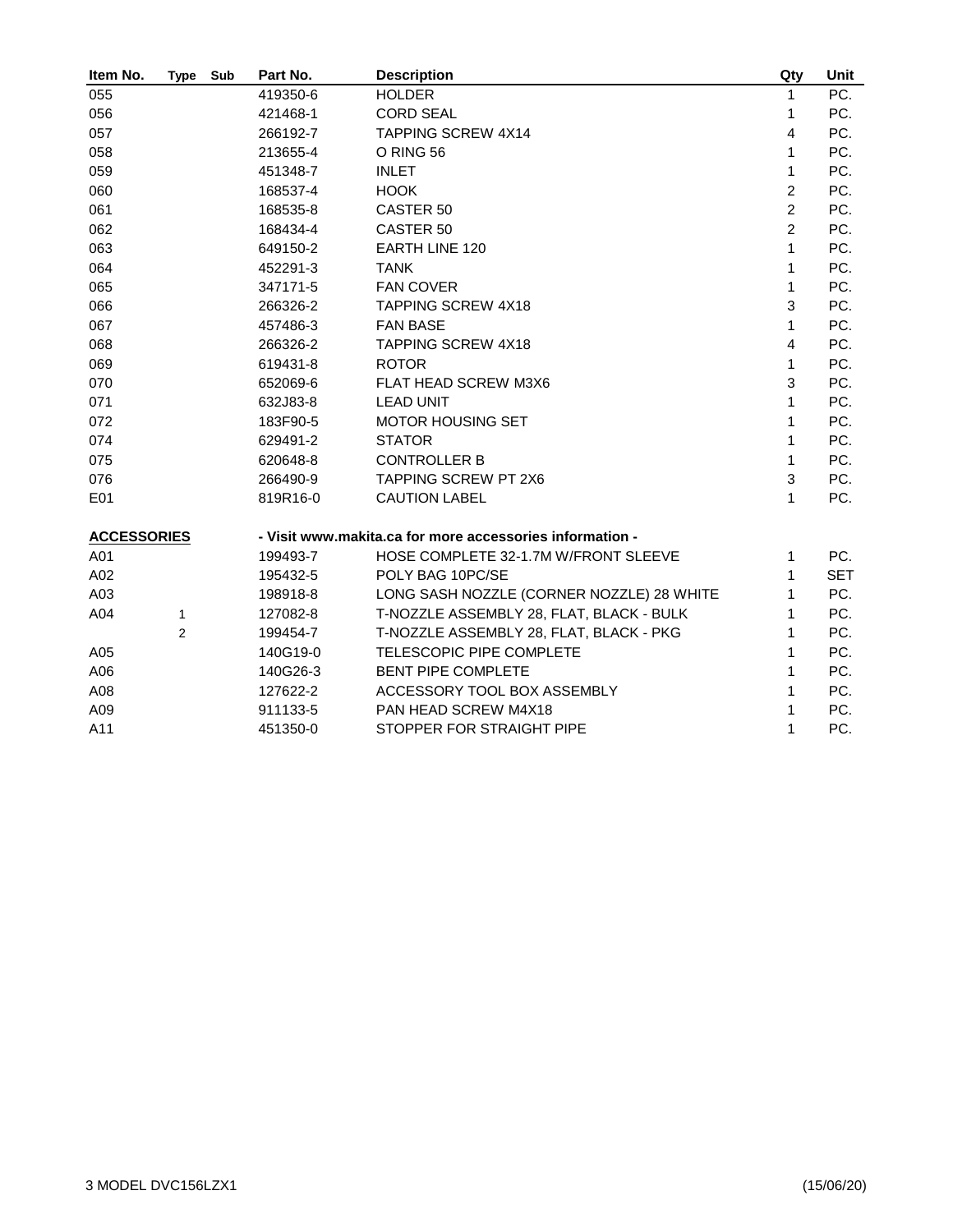| Item No. | Type | Sub | Part No. | Description | Qty | Unit |
|---|---|---|---|---|---|---|
| 055 | | | 419350-6 | HOLDER | 1 | PC. |
| 056 | | | 421468-1 | CORD SEAL | 1 | PC. |
| 057 | | | 266192-7 | TAPPING SCREW 4X14 | 4 | PC. |
| 058 | | | 213655-4 | O RING 56 | 1 | PC. |
| 059 | | | 451348-7 | INLET | 1 | PC. |
| 060 | | | 168537-4 | HOOK | 2 | PC. |
| 061 | | | 168535-8 | CASTER 50 | 2 | PC. |
| 062 | | | 168434-4 | CASTER 50 | 2 | PC. |
| 063 | | | 649150-2 | EARTH LINE 120 | 1 | PC. |
| 064 | | | 452291-3 | TANK | 1 | PC. |
| 065 | | | 347171-5 | FAN COVER | 1 | PC. |
| 066 | | | 266326-2 | TAPPING SCREW 4X18 | 3 | PC. |
| 067 | | | 457486-3 | FAN BASE | 1 | PC. |
| 068 | | | 266326-2 | TAPPING SCREW 4X18 | 4 | PC. |
| 069 | | | 619431-8 | ROTOR | 1 | PC. |
| 070 | | | 652069-6 | FLAT HEAD SCREW M3X6 | 3 | PC. |
| 071 | | | 632J83-8 | LEAD UNIT | 1 | PC. |
| 072 | | | 183F90-5 | MOTOR HOUSING SET | 1 | PC. |
| 074 | | | 629491-2 | STATOR | 1 | PC. |
| 075 | | | 620648-8 | CONTROLLER B | 1 | PC. |
| 076 | | | 266490-9 | TAPPING SCREW PT 2X6 | 3 | PC. |
| E01 | | | 819R16-0 | CAUTION LABEL | 1 | PC. |
| **ACCESSORIES** | | | | **- Visit www.makita.ca for more accessories information -** | | |
| A01 | | | 199493-7 | HOSE COMPLETE 32-1.7M W/FRONT SLEEVE | 1 | PC. |
| A02 | | | 195432-5 | POLY BAG 10PC/SE | 1 | SET |
| A03 | | | 198918-8 | LONG SASH NOZZLE (CORNER NOZZLE) 28 WHITE | 1 | PC. |
| A04 | 1 | | 127082-8 | T-NOZZLE ASSEMBLY 28, FLAT, BLACK - BULK | 1 | PC. |
| | 2 | | 199454-7 | T-NOZZLE ASSEMBLY 28, FLAT, BLACK - PKG | 1 | PC. |
| A05 | | | 140G19-0 | TELESCOPIC PIPE COMPLETE | 1 | PC. |
| A06 | | | 140G26-3 | BENT PIPE COMPLETE | 1 | PC. |
| A08 | | | 127622-2 | ACCESSORY TOOL BOX ASSEMBLY | 1 | PC. |
| A09 | | | 911133-5 | PAN HEAD SCREW M4X18 | 1 | PC. |
| A11 | | | 451350-0 | STOPPER FOR STRAIGHT PIPE | 1 | PC. |